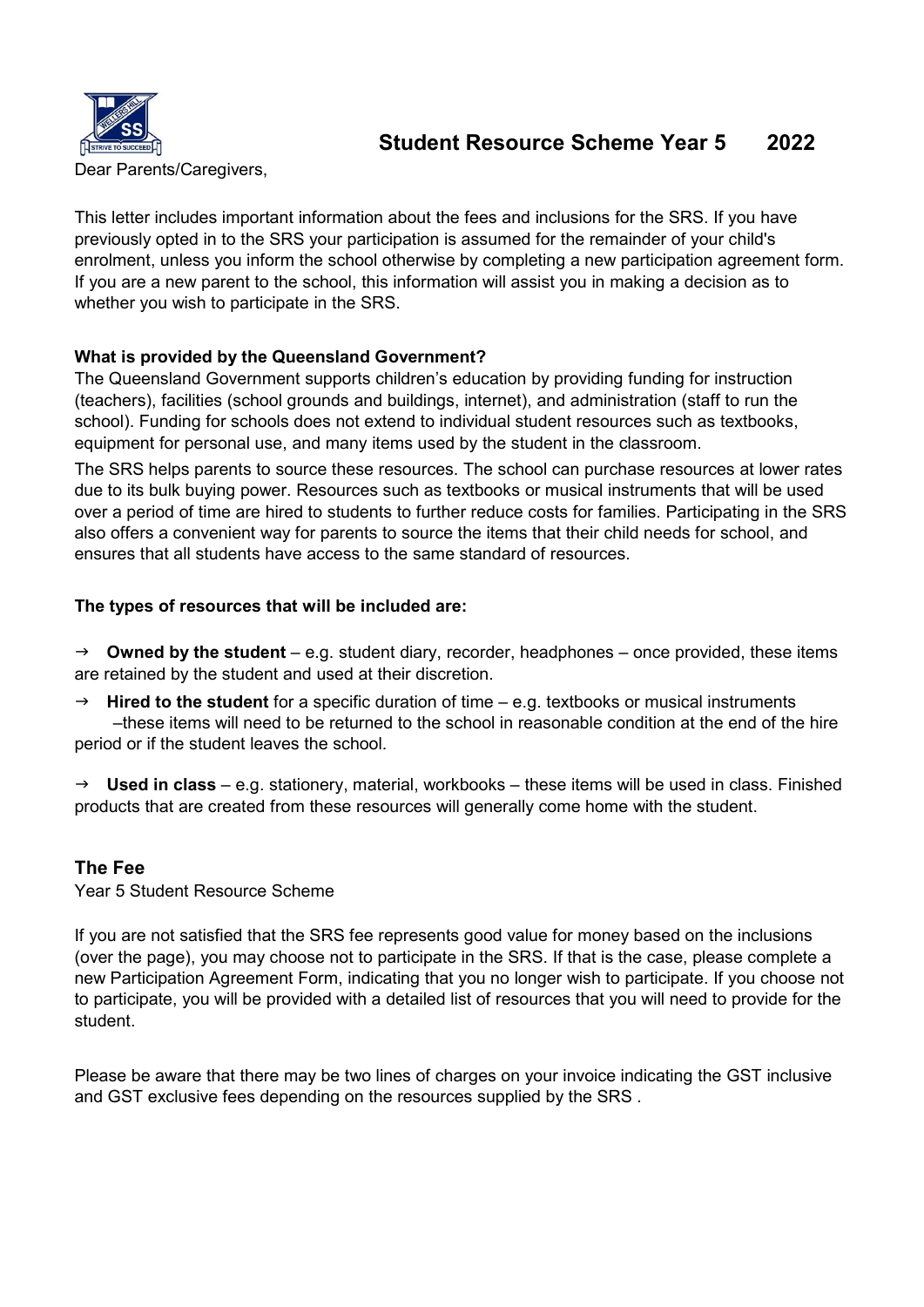# Student Resource Scheme Year 5 2022

Dear Parents/Caregivers,

This letter includes important information about the fees and inclusions for the SRS. If you have previously opted in to the SRS your participation is assumed for the remainder of your child's enrolment, unless you inform the school otherwise by completing a new participation agreement form. If you are a new parent to the school, this information will assist you in making a decision as to whether you wish to participate in the SRS.

**What is provided by the Queensland Government?**

The Queensland Government supports children's education by providing funding for instruction (teachers), facilities (school grounds and buildings, internet), and administration (staff to run the school). Funding for schools does not extend to individual student resources such as textbooks, equipment for personal use, and many items used by the student in the classroom.

The SRS helps parents to source these resources. The school can purchase resources at lower rates due to its bulk buying power. Resources such as textbooks or musical instruments that will be used over a period of time are hired to students to further reduce costs for families. Participating in the SRS also offers a convenient way for parents to source the items that their child needs for school, and ensures that all students have access to the same standard of resources.

**The types of resources that will be included are:**

→ **Owned by the student** – e.g. student diary, recorder, headphones – once provided, these items are retained by the student and used at their discretion.

→ **Hired to the student** for a specific duration of time – e.g. textbooks or musical instruments –these items will need to be returned to the school in reasonable condition at the end of the hire period or if the student leaves the school.

→ **Used in class** – e.g. stationery, material, workbooks – these items will be used in class. Finished products that are created from these resources will generally come home with the student.

## The Fee

Year 5 Student Resource Scheme

If you are not satisfied that the SRS fee represents good value for money based on the inclusions (over the page), you may choose not to participate in the SRS. If that is the case, please complete a new Participation Agreement Form, indicating that you no longer wish to participate. If you choose not to participate, you will be provided with a detailed list of resources that you will need to provide for the student.

Please be aware that there may be two lines of charges on your invoice indicating the GST inclusive and GST exclusive fees depending on the resources supplied by the SRS .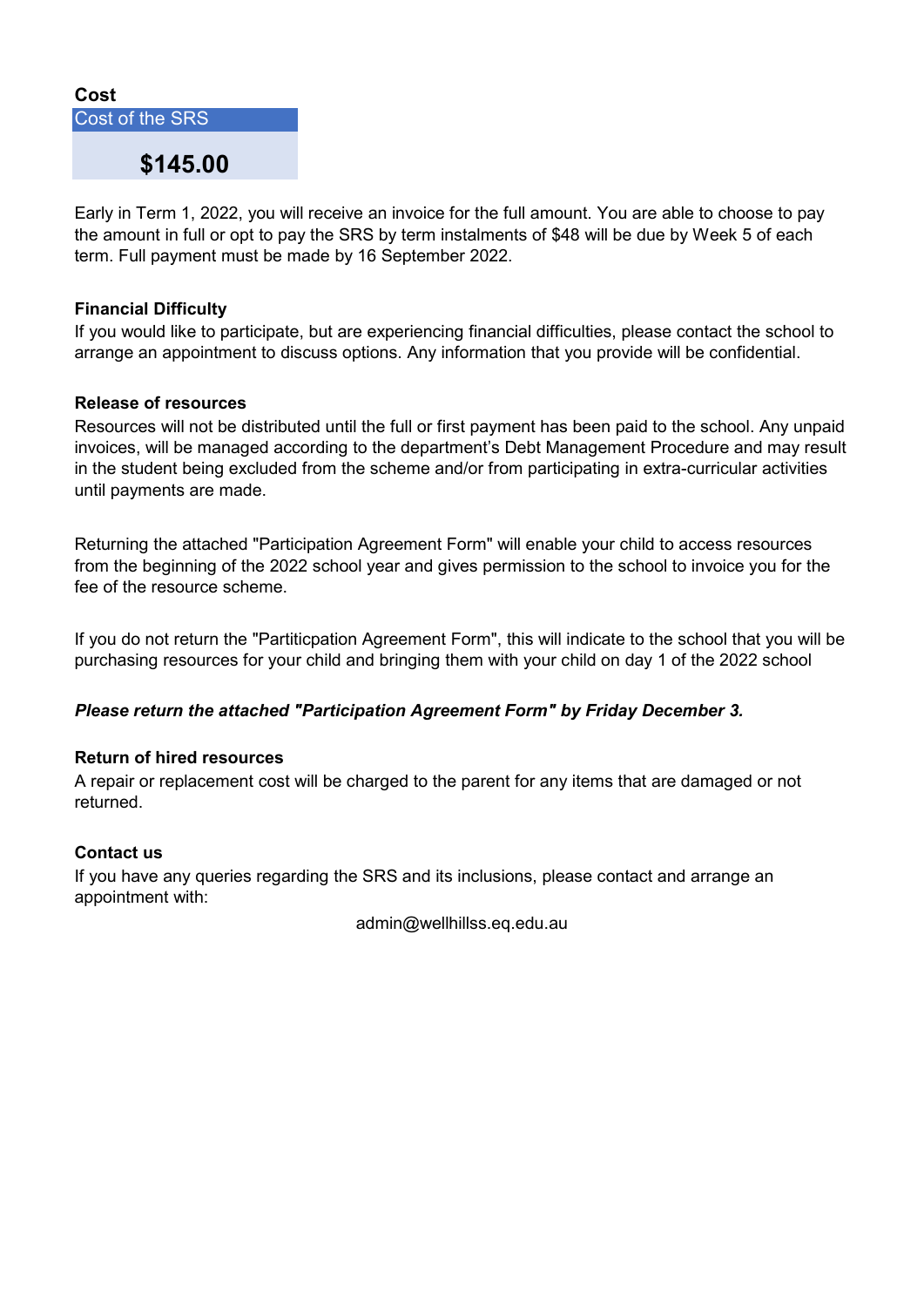**Cost**

| Cost of the SRS |
| --- |
| **$145.00** |

Early in Term 1, 2022, you will receive an invoice for the full amount. You are able to choose to pay the amount in full or opt to pay the SRS by term instalments of $48 will be due by Week 5 of each term. Full payment must be made by 16 September 2022.

**Financial Difficulty**

If you would like to participate, but are experiencing financial difficulties, please contact the school to arrange an appointment to discuss options. Any information that you provide will be confidential.

**Release of resources**

Resources will not be distributed until the full or first payment has been paid to the school. Any unpaid invoices, will be managed according to the department's Debt Management Procedure and may result in the student being excluded from the scheme and/or from participating in extra-curricular activities until payments are made.

Returning the attached "Participation Agreement Form" will enable your child to access resources from the beginning of the 2022 school year and gives permission to the school to invoice you for the fee of the resource scheme.

If you do not return the "Partiticpation Agreement Form", this will indicate to the school that you will be purchasing resources for your child and bringing them with your child on day 1 of the 2022 school

***Please return the attached "Participation Agreement Form" by Friday December 3.***

**Return of hired resources**

A repair or replacement cost will be charged to the parent for any items that are damaged or not returned.

**Contact us**

If you have any queries regarding the SRS and its inclusions, please contact and arrange an appointment with:

admin@wellhillss.eq.edu.au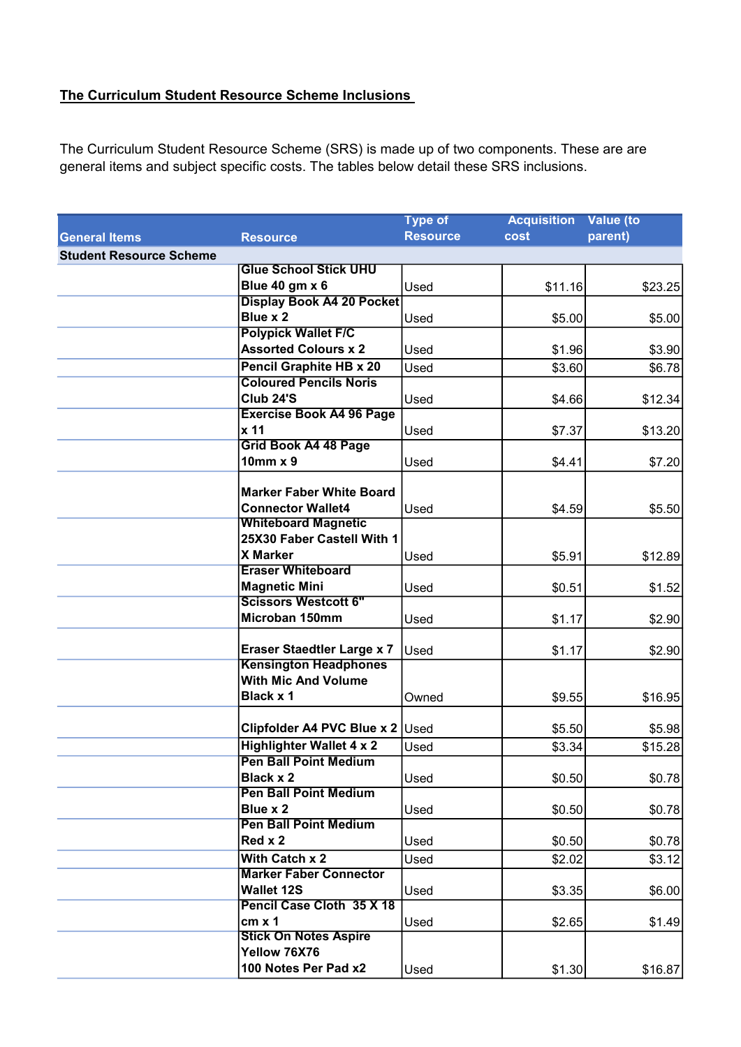**The Curriculum Student Resource Scheme Inclusions**

The Curriculum Student Resource Scheme (SRS) is made up of two components. These are are general items and subject specific costs. The tables below detail these SRS inclusions.

| General Items | Resource | Type of Resource | Acquisition cost | Value (to parent) |
|---|---|---|---|---|
| **Student Resource Scheme** | | | | |
| | **Glue School Stick UHU Blue 40 gm x 6** | Used | $11.16 | $23.25 |
| | **Display Book A4 20 Pocket Blue x 2** | Used | $5.00 | $5.00 |
| | **Polypick Wallet F/C Assorted Colours x 2** | Used | $1.96 | $3.90 |
| | **Pencil Graphite HB x 20** | Used | $3.60 | $6.78 |
| | **Coloured Pencils Noris Club 24'S** | Used | $4.66 | $12.34 |
| | **Exercise Book A4 96 Page x 11** | Used | $7.37 | $13.20 |
| | **Grid Book A4 48 Page 10mm x 9** | Used | $4.41 | $7.20 |
| | **Marker Faber White Board Connector Wallet4** | Used | $4.59 | $5.50 |
| | **Whiteboard Magnetic 25X30 Faber Castell With 1 X Marker** | Used | $5.91 | $12.89 |
| | **Eraser Whiteboard Magnetic Mini** | Used | $0.51 | $1.52 |
| | **Scissors Westcott 6" Microban 150mm** | Used | $1.17 | $2.90 |
| | **Eraser Staedtler Large x 7** | Used | $1.17 | $2.90 |
| | **Kensington Headphones With Mic And Volume Black x 1** | Owned | $9.55 | $16.95 |
| | **Clipfolder A4 PVC Blue x 2** | Used | $5.50 | $5.98 |
| | **Highlighter Wallet 4 x 2** | Used | $3.34 | $15.28 |
| | **Pen Ball Point Medium Black x 2** | Used | $0.50 | $0.78 |
| | **Pen Ball Point Medium Blue x 2** | Used | $0.50 | $0.78 |
| | **Pen Ball Point Medium Red x 2** | Used | $0.50 | $0.78 |
| | **With Catch x 2** | Used | $2.02 | $3.12 |
| | **Marker Faber Connector Wallet 12S** | Used | $3.35 | $6.00 |
| | **Pencil Case Cloth 35 X 18 cm x 1** | Used | $2.65 | $1.49 |
| | **Stick On Notes Aspire Yellow 76X76 100 Notes Per Pad x2** | Used | $1.30 | $16.87 |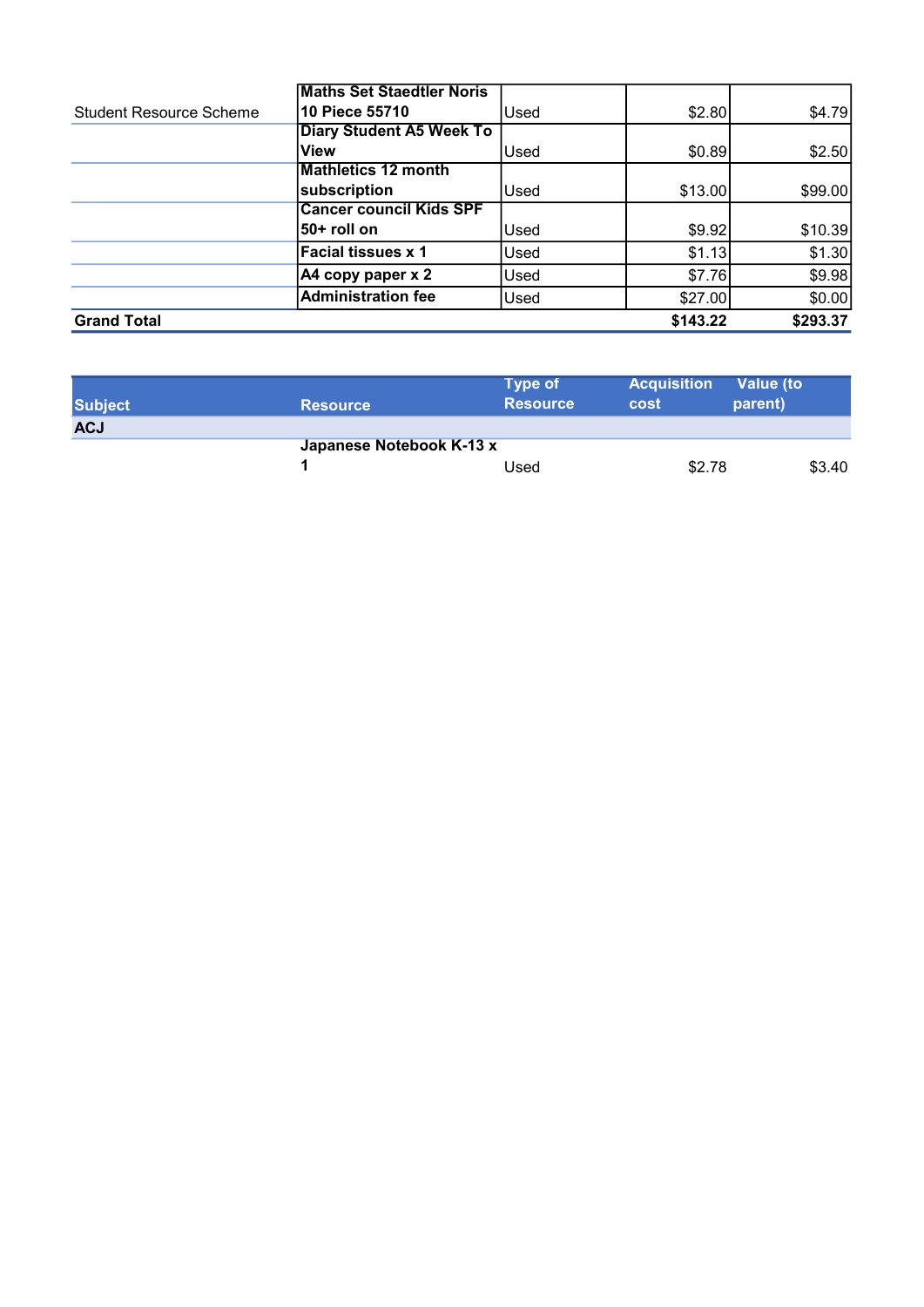| | | | | |
|---|---|---|---|---|
| Student Resource Scheme | **Maths Set Staedtler Noris 10 Piece 55710** | Used | $2.80 | $4.79 |
| | **Diary Student A5 Week To View** | Used | $0.89 | $2.50 |
| | **Mathletics 12 month subscription** | Used | $13.00 | $99.00 |
| | **Cancer council Kids SPF 50+ roll on** | Used | $9.92 | $10.39 |
| | **Facial tissues x 1** | Used | $1.13 | $1.30 |
| | **A4 copy paper x 2** | Used | $7.76 | $9.98 |
| | **Administration fee** | Used | $27.00 | $0.00 |
| **Grand Total** | | | **$143.22** | **$293.37** |

| Subject | Resource | Type of Resource | Acquisition cost | Value (to parent) |
|---|---|---|---|---|
| **ACJ** | | | | |
| | **Japanese Notebook K-13 x 1** | Used | $2.78 | $3.40 |